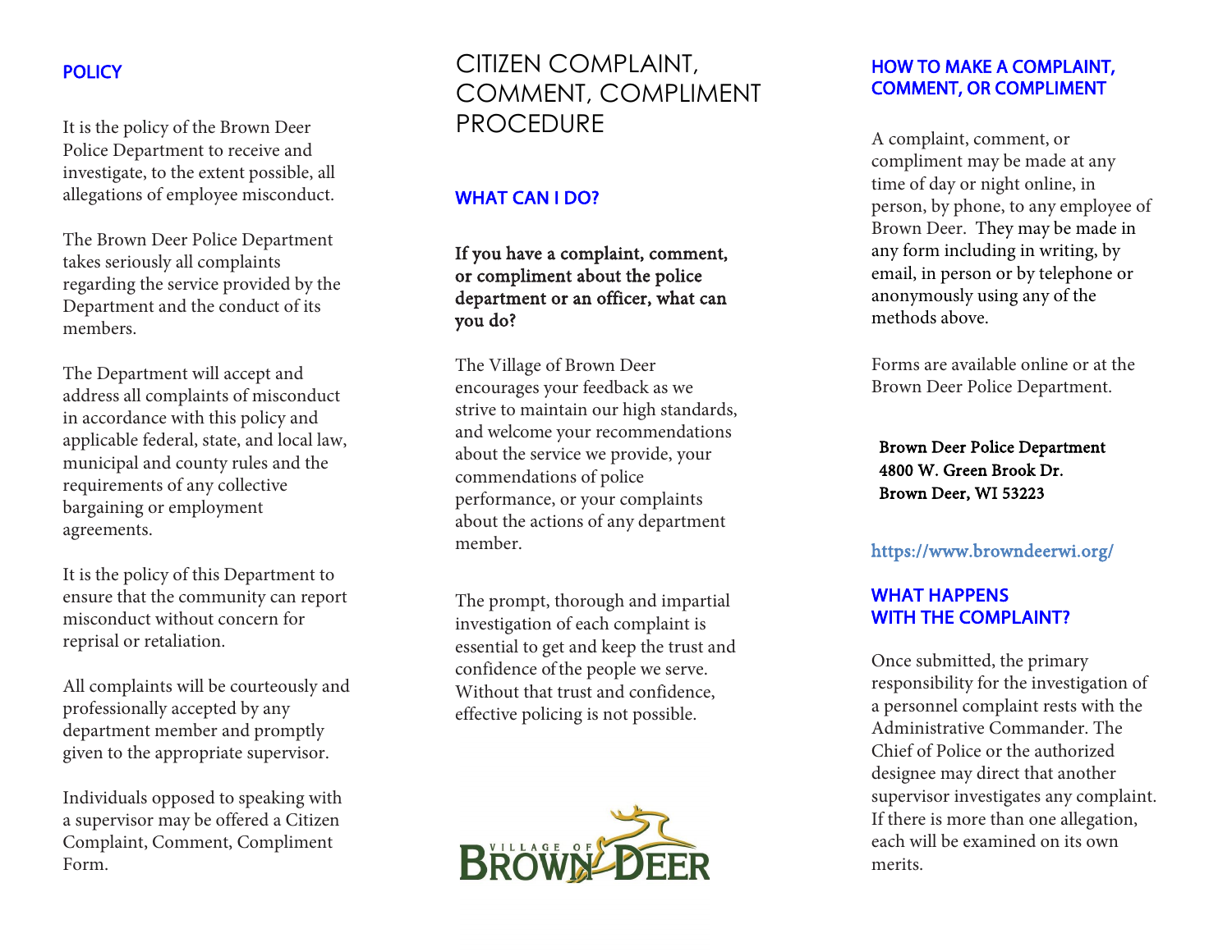## POLICY

It is the policy of the Brown Deer Police Department to receive and investigate, to the extent possible, all allegations of employee misconduct.

The Brown Deer Police Department takes seriously all complaints regarding the service provided by the Department and the conduct of its members.

The Department will accept and address all complaints of misconduct in accordance with this policy and applicable federal, state, and local law, municipal and county rules and the requirements of any collective bargaining or employment agreements.

It is the policy of this Department to ensure that the community can report misconduct without concern for reprisal or retaliation.

All complaints will be courteously and professionally accepted by any department member and promptly given to the appropriate supervisor.

Individuals opposed to speaking with a supervisor may be offered a Citizen Complaint, Comment, Compliment Form.

# CITIZEN COMPLAINT, COMMENT, COMPLIMENT PROCEDURE

## WHAT CAN I DO?

**If you have a complaint, comment, or compliment about the police department or an officer, what can you do?**

The Village of Brown Deer encourages your feedback as we strive to maintain our high standards, and welcome your recommendations about the service we provide, your commendations of police performance, or your complaints about the actions of any department member.

The prompt, thorough and impartial investigation of each complaint is essential to get and keep the trust and confidence of the people we serve. Without that trust and confidence, effective policing is not possible.

VILLAGE OF BROWN DEER

## HOW TO MAKE A COMPLAINT, COMMENT, OR COMPLIMENT

A complaint, comment, or compliment may be made at any time of day or night online, in person, by phone, to any employee of Brown Deer. They may be made in any form including in writing, by email, in person or by telephone or anonymously using any of the methods above.

Forms are available online or at the Brown Deer Police Department.

**Brown Deer Police Department**
**4800 W. Green Brook Dr.**
**Brown Deer, WI 53223**

https://www.browndeerwi.org/

## WHAT HAPPENS WITH THE COMPLAINT?

Once submitted, the primary responsibility for the investigation of a personnel complaint rests with the Administrative Commander. The Chief of Police or the authorized designee may direct that another supervisor investigates any complaint. If there is more than one allegation, each will be examined on its own merits.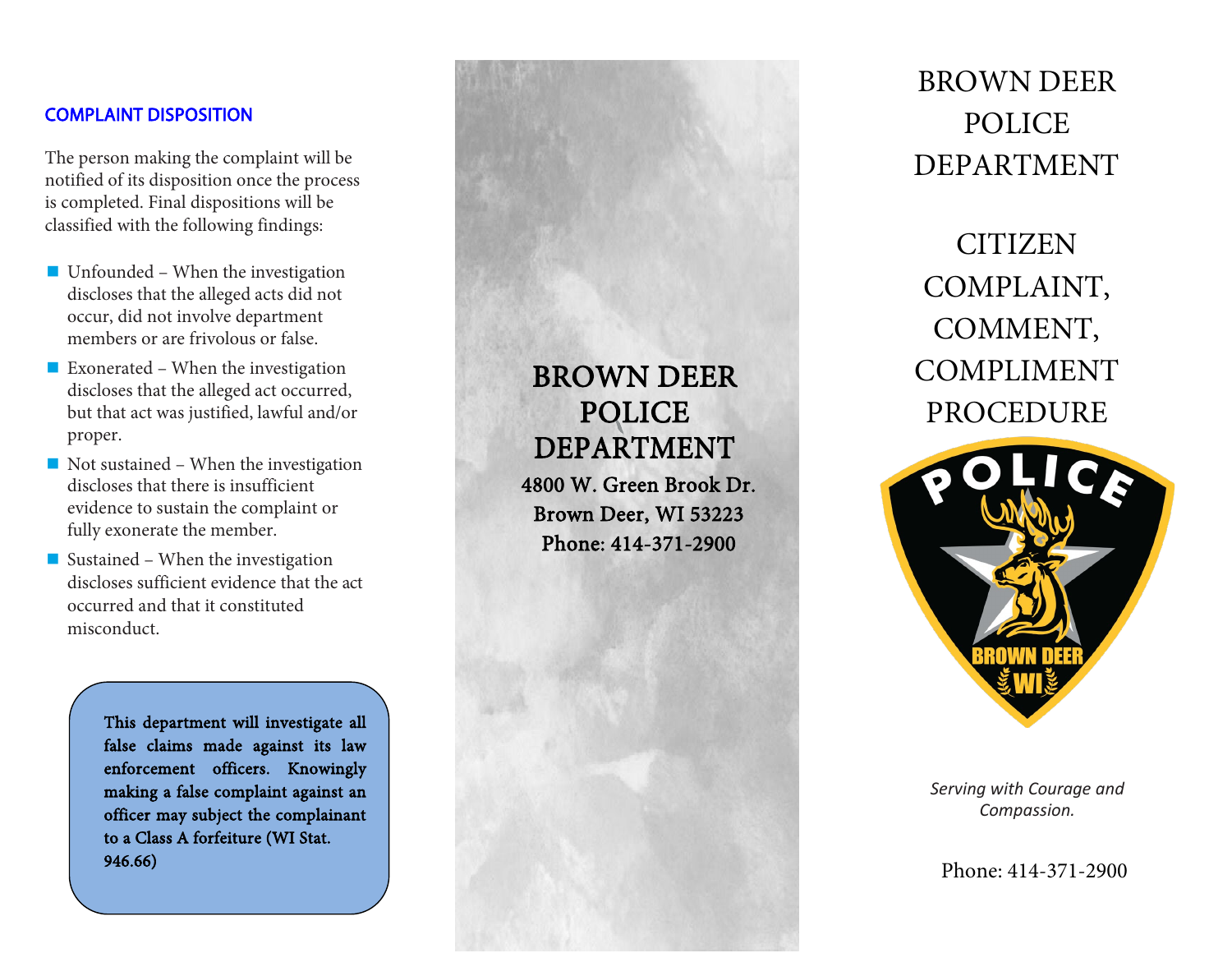## COMPLAINT DISPOSITION

The person making the complaint will be notified of its disposition once the process is completed. Final dispositions will be classified with the following findings:

- Unfounded – When the investigation discloses that the alleged acts did not occur, did not involve department members or are frivolous or false.
- Exonerated – When the investigation discloses that the alleged act occurred, but that act was justified, lawful and/or proper.
- Not sustained – When the investigation discloses that there is insufficient evidence to sustain the complaint or fully exonerate the member.
- Sustained – When the investigation discloses sufficient evidence that the act occurred and that it constituted misconduct.

**This department will investigate all false claims made against its law enforcement officers. Knowingly making a false complaint against an officer may subject the complainant to a Class A forfeiture (WI Stat. 946.66)**

**BROWN DEER POLICE DEPARTMENT**

**4800 W. Green Brook Dr.**
**Brown Deer, WI 53223**
**Phone: 414-371-2900**

# BROWN DEER POLICE DEPARTMENT

# CITIZEN COMPLAINT, COMMENT, COMPLIMENT PROCEDURE

POLICE
BROWN DEER
WI

*Serving with Courage and Compassion.*

Phone: 414-371-2900